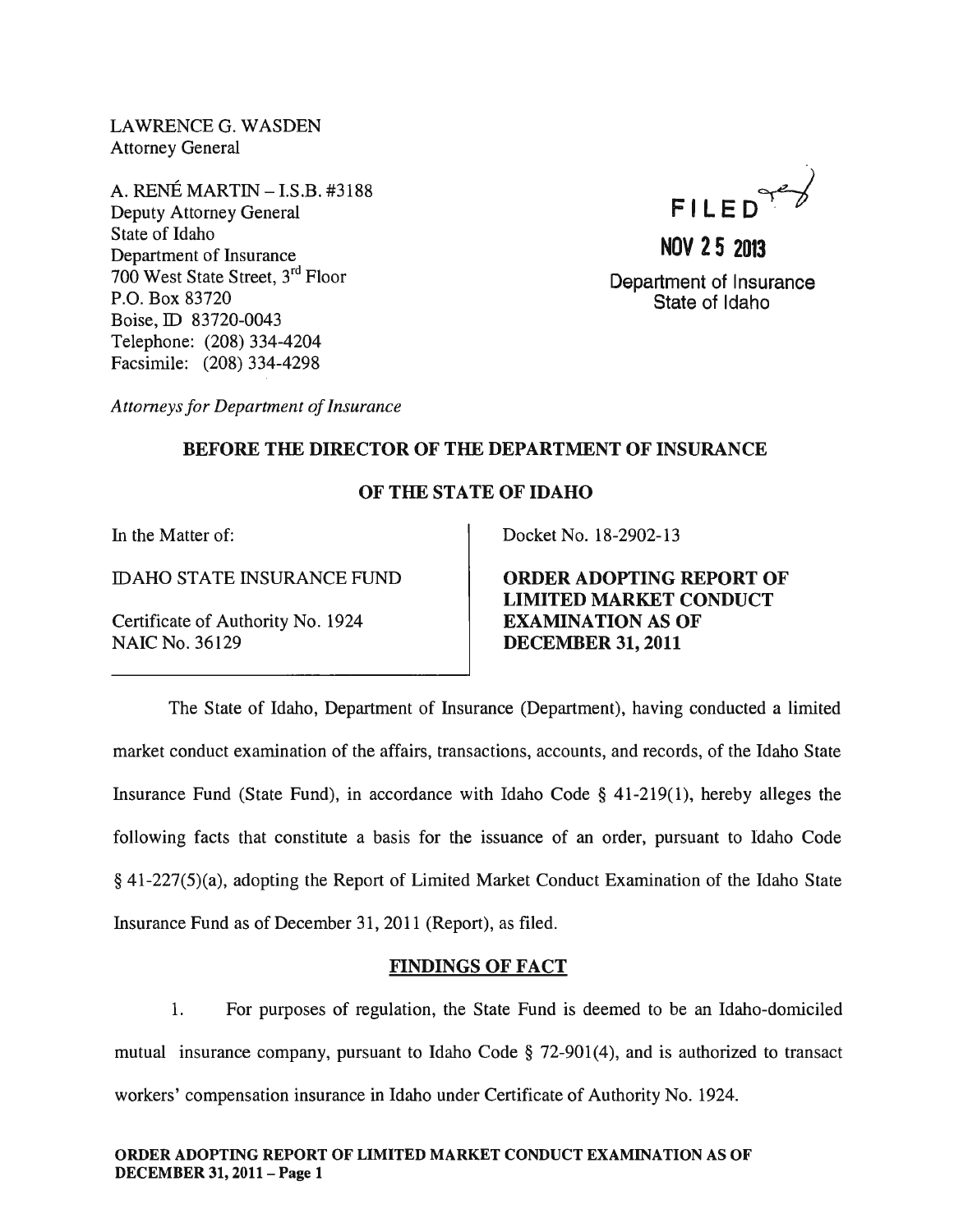LAWRENCE G. WASDEN
Attorney General

A. RENÉ MARTIN – I.S.B. #3188
Deputy Attorney General
State of Idaho
Department of Insurance
700 West State Street, 3rd Floor
P.O. Box 83720
Boise, ID 83720-0043
Telephone: (208) 334-4204
Facsimile: (208) 334-4298

*Attorneys for Department of Insurance*

FILED

NOV 25 2013

Department of Insurance
State of Idaho

**BEFORE THE DIRECTOR OF THE DEPARTMENT OF INSURANCE**

**OF THE STATE OF IDAHO**

| In the Matter of: | Docket No. 18-2902-13 |
|---|---|
| IDAHO STATE INSURANCE FUND | **ORDER ADOPTING REPORT OF LIMITED MARKET CONDUCT EXAMINATION AS OF DECEMBER 31, 2011** |
| Certificate of Authority No. 1924 NAIC No. 36129 | |

The State of Idaho, Department of Insurance (Department), having conducted a limited market conduct examination of the affairs, transactions, accounts, and records, of the Idaho State Insurance Fund (State Fund), in accordance with Idaho Code § 41-219(1), hereby alleges the following facts that constitute a basis for the issuance of an order, pursuant to Idaho Code § 41-227(5)(a), adopting the Report of Limited Market Conduct Examination of the Idaho State Insurance Fund as of December 31, 2011 (Report), as filed.

**FINDINGS OF FACT**

1. For purposes of regulation, the State Fund is deemed to be an Idaho-domiciled mutual insurance company, pursuant to Idaho Code § 72-901(4), and is authorized to transact workers' compensation insurance in Idaho under Certificate of Authority No. 1924.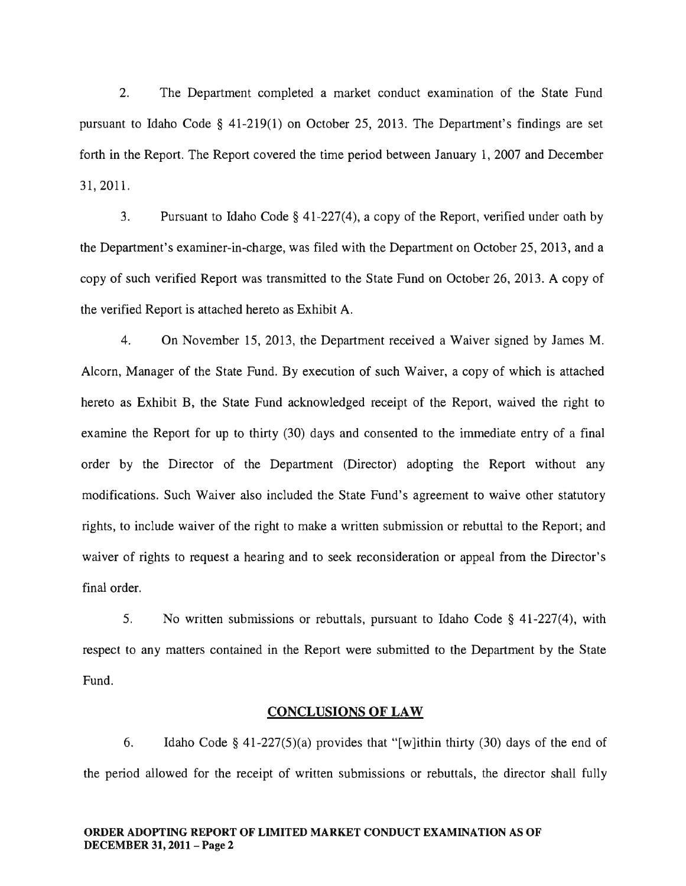2. The Department completed a market conduct examination of the State Fund pursuant to Idaho Code § 41-219(1) on October 25, 2013. The Department's findings are set forth in the Report. The Report covered the time period between January 1, 2007 and December 31, 2011.

3. Pursuant to Idaho Code § 41-227(4), a copy of the Report, verified under oath by the Department's examiner-in-charge, was filed with the Department on October 25, 2013, and a copy of such verified Report was transmitted to the State Fund on October 26, 2013. A copy of the verified Report is attached hereto as Exhibit A.

4. On November 15, 2013, the Department received a Waiver signed by James M. Alcorn, Manager of the State Fund. By execution of such Waiver, a copy of which is attached hereto as Exhibit B, the State Fund acknowledged receipt of the Report, waived the right to examine the Report for up to thirty (30) days and consented to the immediate entry of a final order by the Director of the Department (Director) adopting the Report without any modifications. Such Waiver also included the State Fund's agreement to waive other statutory rights, to include waiver of the right to make a written submission or rebuttal to the Report; and waiver of rights to request a hearing and to seek reconsideration or appeal from the Director's final order.

5. No written submissions or rebuttals, pursuant to Idaho Code § 41-227(4), with respect to any matters contained in the Report were submitted to the Department by the State Fund.

## CONCLUSIONS OF LAW

6. Idaho Code § 41-227(5)(a) provides that "[w]ithin thirty (30) days of the end of the period allowed for the receipt of written submissions or rebuttals, the director shall fully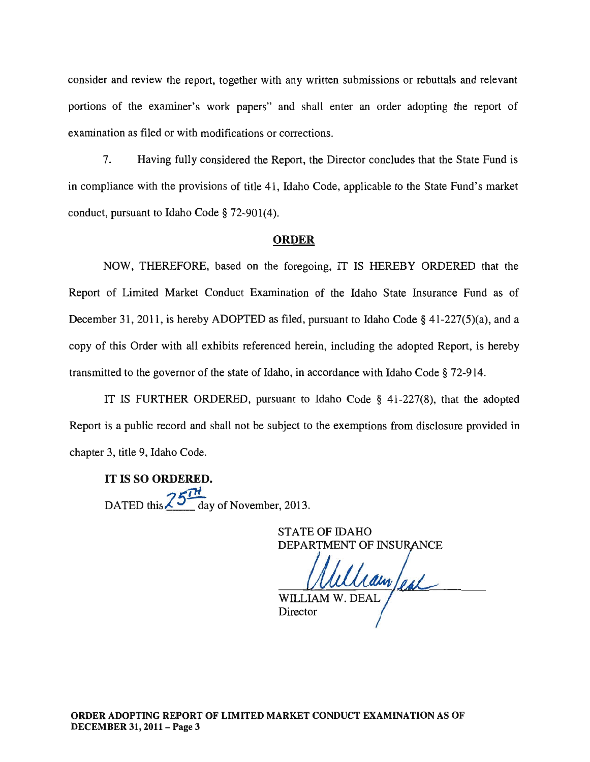consider and review the report, together with any written submissions or rebuttals and relevant portions of the examiner's work papers" and shall enter an order adopting the report of examination as filed or with modifications or corrections.

7. Having fully considered the Report, the Director concludes that the State Fund is in compliance with the provisions of title 41, Idaho Code, applicable to the State Fund's market conduct, pursuant to Idaho Code § 72-901(4).

## ORDER

NOW, THEREFORE, based on the foregoing, IT IS HEREBY ORDERED that the Report of Limited Market Conduct Examination of the Idaho State Insurance Fund as of December 31, 2011, is hereby ADOPTED as filed, pursuant to Idaho Code § 41-227(5)(a), and a copy of this Order with all exhibits referenced herein, including the adopted Report, is hereby transmitted to the governor of the state of Idaho, in accordance with Idaho Code § 72-914.

IT IS FURTHER ORDERED, pursuant to Idaho Code § 41-227(8), that the adopted Report is a public record and shall not be subject to the exemptions from disclosure provided in chapter 3, title 9, Idaho Code.

**IT IS SO ORDERED.**

DATED this 25TH day of November, 2013.

STATE OF IDAHO
DEPARTMENT OF INSURANCE

WILLIAM W. DEAL
Director

**ORDER ADOPTING REPORT OF LIMITED MARKET CONDUCT EXAMINATION AS OF DECEMBER 31, 2011 – Page 3**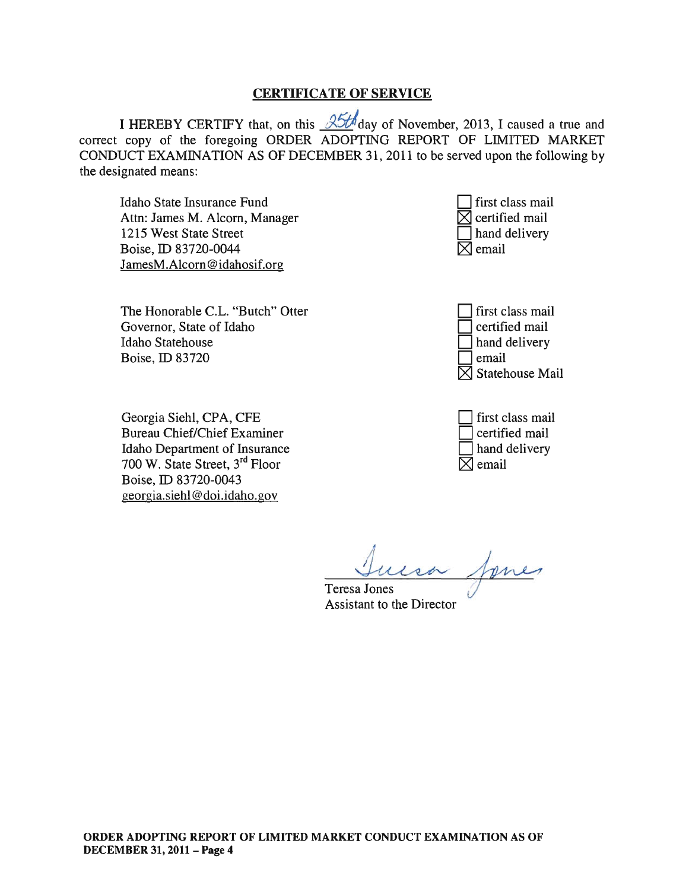## CERTIFICATE OF SERVICE

I HEREBY CERTIFY that, on this 25th day of November, 2013, I caused a true and correct copy of the foregoing ORDER ADOPTING REPORT OF LIMITED MARKET CONDUCT EXAMINATION AS OF DECEMBER 31, 2011 to be served upon the following by the designated means:

| Recipient | Means |
|---|---|
| Idaho State Insurance Fund<br>Attn: James M. Alcorn, Manager<br>1215 West State Street<br>Boise, ID 83720-0044<br>JamesM.Alcorn@idahosif.org | ☐ first class mail<br>☒ certified mail<br>☐ hand delivery<br>☒ email |
| The Honorable C.L. "Butch" Otter<br>Governor, State of Idaho<br>Idaho Statehouse<br>Boise, ID 83720 | ☐ first class mail<br>☐ certified mail<br>☐ hand delivery<br>☐ email<br>☒ Statehouse Mail |
| Georgia Siehl, CPA, CFE<br>Bureau Chief/Chief Examiner<br>Idaho Department of Insurance<br>700 W. State Street, 3rd Floor<br>Boise, ID 83720-0043<br>georgia.siehl@doi.idaho.gov | ☐ first class mail<br>☐ certified mail<br>☐ hand delivery<br>☒ email |

Teresa Jones
Assistant to the Director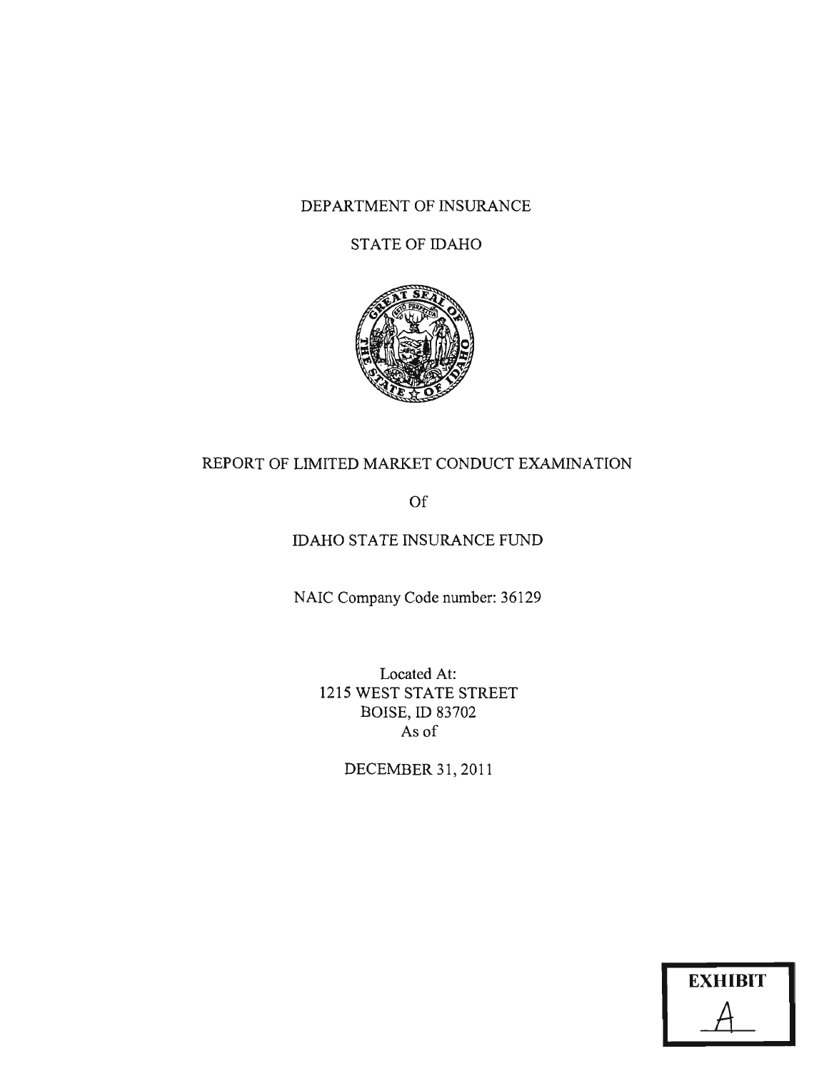DEPARTMENT OF INSURANCE

STATE OF IDAHO

# REPORT OF LIMITED MARKET CONDUCT EXAMINATION

Of

IDAHO STATE INSURANCE FUND

NAIC Company Code number: 36129

Located At:
1215 WEST STATE STREET
BOISE, ID 83702
As of

DECEMBER 31, 2011

EXHIBIT
A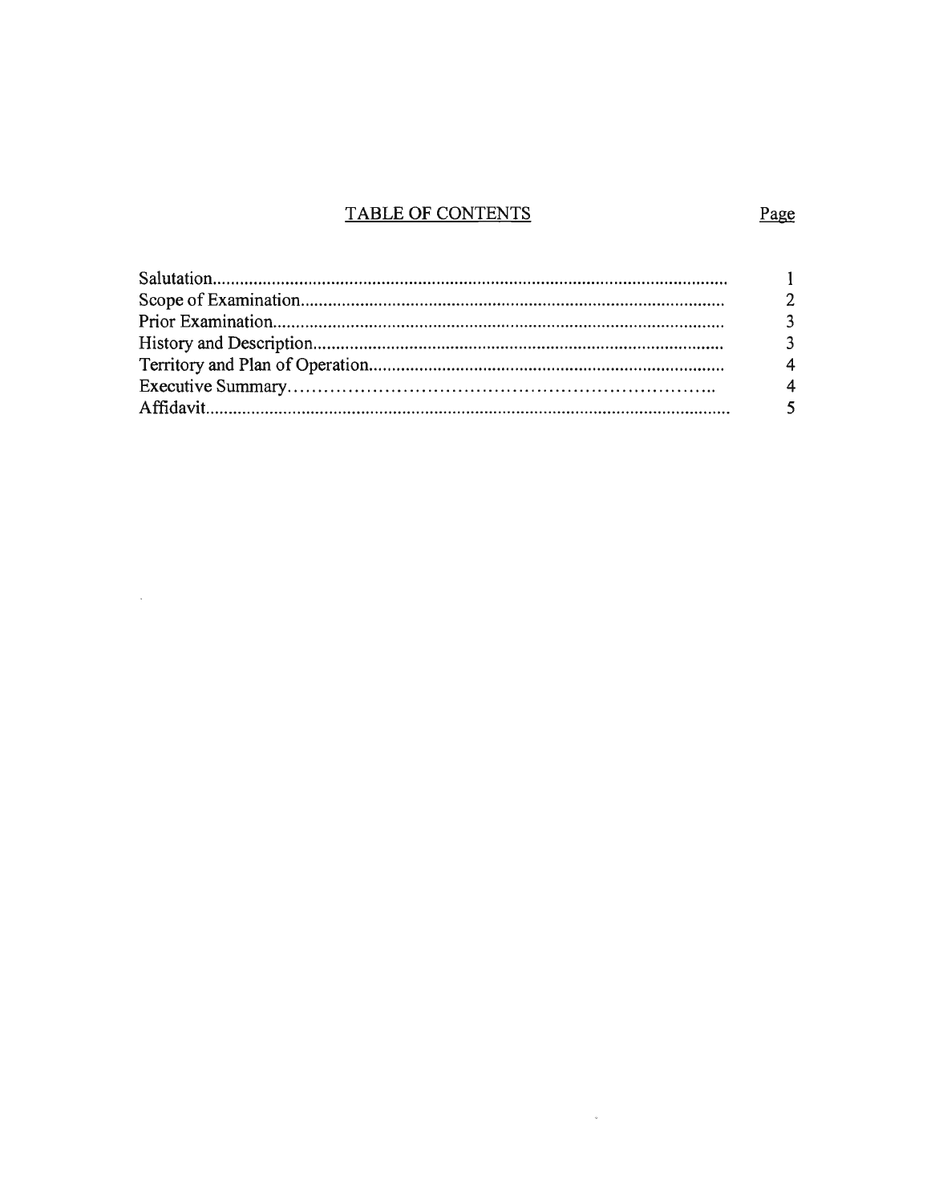# TABLE OF CONTENTS

| | Page |
|---|---|
| Salutation | 1 |
| Scope of Examination | 2 |
| Prior Examination | 3 |
| History and Description | 3 |
| Territory and Plan of Operation | 4 |
| Executive Summary | 4 |
| Affidavit | 5 |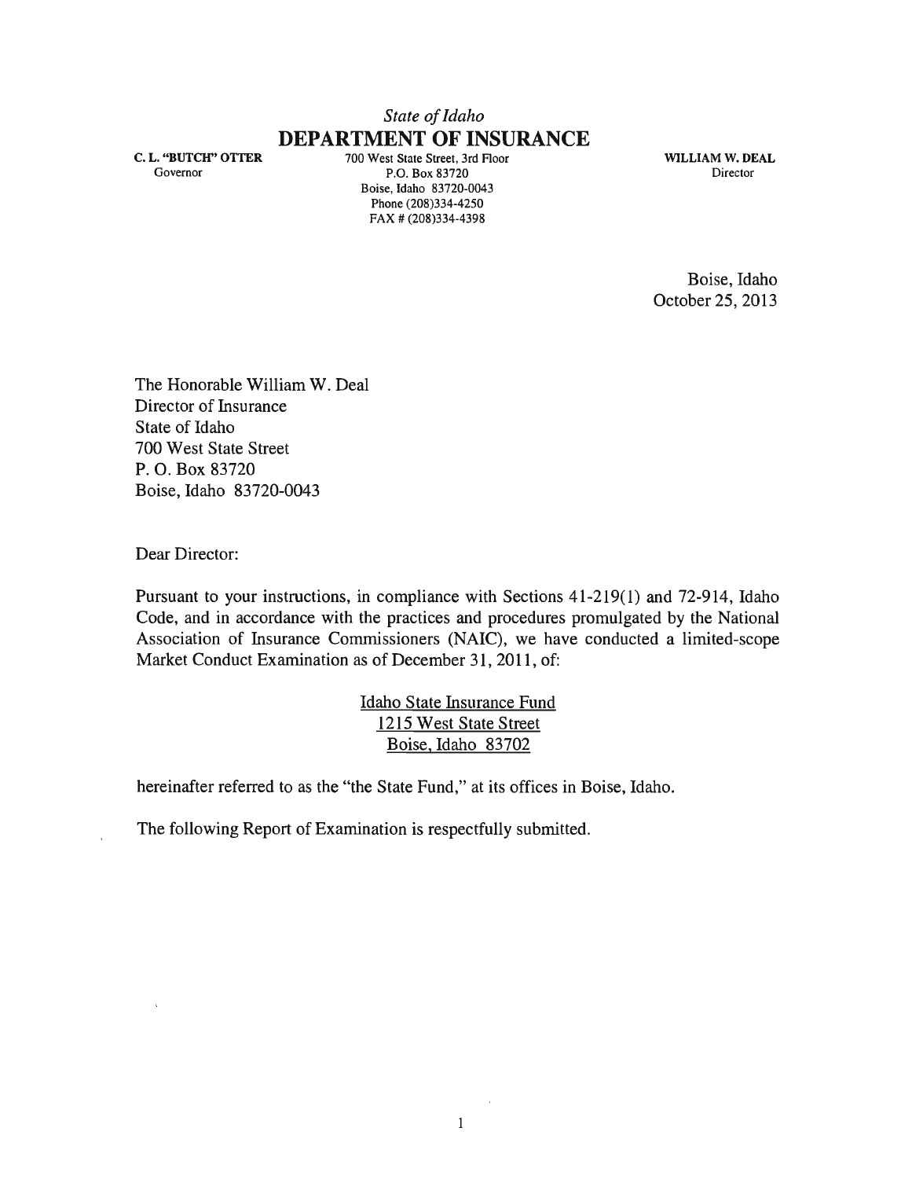*State of Idaho*

# DEPARTMENT OF INSURANCE

**C. L. "BUTCH" OTTER**
Governor

700 West State Street, 3rd Floor
P.O. Box 83720
Boise, Idaho 83720-0043
Phone (208)334-4250
FAX # (208)334-4398

**WILLIAM W. DEAL**
Director

Boise, Idaho
October 25, 2013

The Honorable William W. Deal
Director of Insurance
State of Idaho
700 West State Street
P. O. Box 83720
Boise, Idaho 83720-0043

Dear Director:

Pursuant to your instructions, in compliance with Sections 41-219(1) and 72-914, Idaho Code, and in accordance with the practices and procedures promulgated by the National Association of Insurance Commissioners (NAIC), we have conducted a limited-scope Market Conduct Examination as of December 31, 2011, of:

Idaho State Insurance Fund
1215 West State Street
Boise, Idaho 83702

hereinafter referred to as the "the State Fund," at its offices in Boise, Idaho.

The following Report of Examination is respectfully submitted.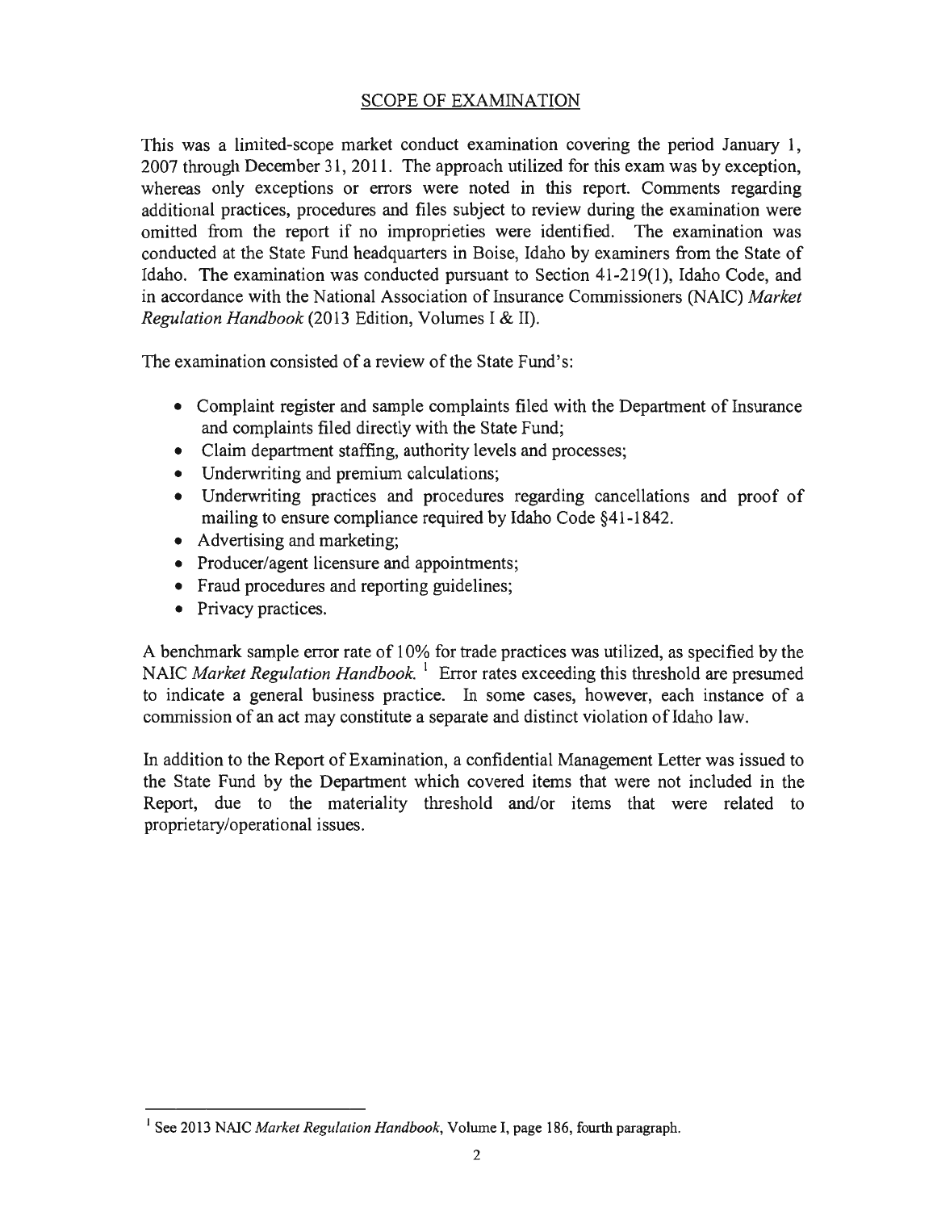## SCOPE OF EXAMINATION

This was a limited-scope market conduct examination covering the period January 1, 2007 through December 31, 2011. The approach utilized for this exam was by exception, whereas only exceptions or errors were noted in this report. Comments regarding additional practices, procedures and files subject to review during the examination were omitted from the report if no improprieties were identified. The examination was conducted at the State Fund headquarters in Boise, Idaho by examiners from the State of Idaho. The examination was conducted pursuant to Section 41-219(1), Idaho Code, and in accordance with the National Association of Insurance Commissioners (NAIC) *Market Regulation Handbook* (2013 Edition, Volumes I & II).

The examination consisted of a review of the State Fund's:

- Complaint register and sample complaints filed with the Department of Insurance and complaints filed directly with the State Fund;
- Claim department staffing, authority levels and processes;
- Underwriting and premium calculations;
- Underwriting practices and procedures regarding cancellations and proof of mailing to ensure compliance required by Idaho Code §41-1842.
- Advertising and marketing;
- Producer/agent licensure and appointments;
- Fraud procedures and reporting guidelines;
- Privacy practices.

A benchmark sample error rate of 10% for trade practices was utilized, as specified by the NAIC *Market Regulation Handbook.* [1] Error rates exceeding this threshold are presumed to indicate a general business practice. In some cases, however, each instance of a commission of an act may constitute a separate and distinct violation of Idaho law.

In addition to the Report of Examination, a confidential Management Letter was issued to the State Fund by the Department which covered items that were not included in the Report, due to the materiality threshold and/or items that were related to proprietary/operational issues.

---

[1] See 2013 NAIC *Market Regulation Handbook*, Volume I, page 186, fourth paragraph.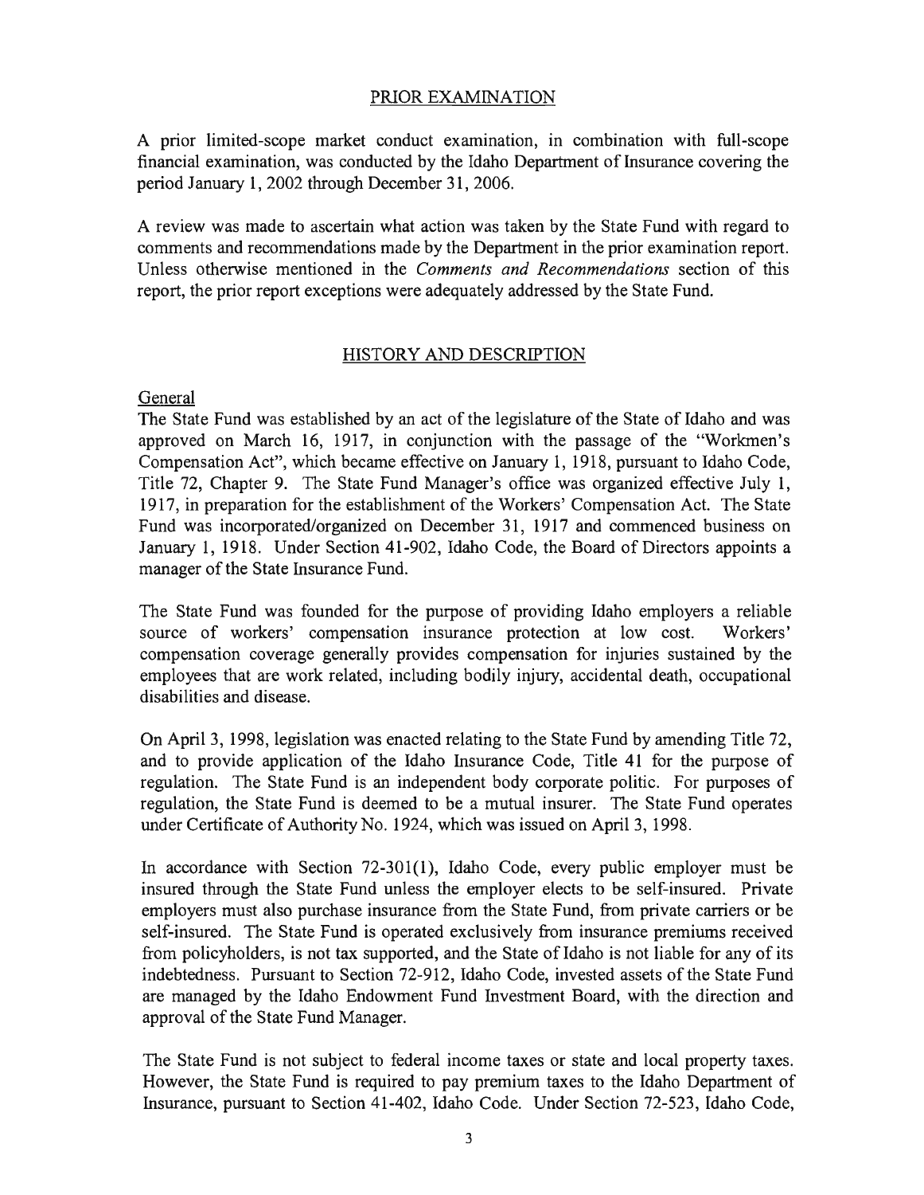## PRIOR EXAMINATION

A prior limited-scope market conduct examination, in combination with full-scope financial examination, was conducted by the Idaho Department of Insurance covering the period January 1, 2002 through December 31, 2006.

A review was made to ascertain what action was taken by the State Fund with regard to comments and recommendations made by the Department in the prior examination report. Unless otherwise mentioned in the *Comments and Recommendations* section of this report, the prior report exceptions were adequately addressed by the State Fund.

## HISTORY AND DESCRIPTION

### General

The State Fund was established by an act of the legislature of the State of Idaho and was approved on March 16, 1917, in conjunction with the passage of the "Workmen's Compensation Act", which became effective on January 1, 1918, pursuant to Idaho Code, Title 72, Chapter 9. The State Fund Manager's office was organized effective July 1, 1917, in preparation for the establishment of the Workers' Compensation Act. The State Fund was incorporated/organized on December 31, 1917 and commenced business on January 1, 1918. Under Section 41-902, Idaho Code, the Board of Directors appoints a manager of the State Insurance Fund.

The State Fund was founded for the purpose of providing Idaho employers a reliable source of workers' compensation insurance protection at low cost. Workers' compensation coverage generally provides compensation for injuries sustained by the employees that are work related, including bodily injury, accidental death, occupational disabilities and disease.

On April 3, 1998, legislation was enacted relating to the State Fund by amending Title 72, and to provide application of the Idaho Insurance Code, Title 41 for the purpose of regulation. The State Fund is an independent body corporate politic. For purposes of regulation, the State Fund is deemed to be a mutual insurer. The State Fund operates under Certificate of Authority No. 1924, which was issued on April 3, 1998.

In accordance with Section 72-301(1), Idaho Code, every public employer must be insured through the State Fund unless the employer elects to be self-insured. Private employers must also purchase insurance from the State Fund, from private carriers or be self-insured. The State Fund is operated exclusively from insurance premiums received from policyholders, is not tax supported, and the State of Idaho is not liable for any of its indebtedness. Pursuant to Section 72-912, Idaho Code, invested assets of the State Fund are managed by the Idaho Endowment Fund Investment Board, with the direction and approval of the State Fund Manager.

The State Fund is not subject to federal income taxes or state and local property taxes. However, the State Fund is required to pay premium taxes to the Idaho Department of Insurance, pursuant to Section 41-402, Idaho Code. Under Section 72-523, Idaho Code,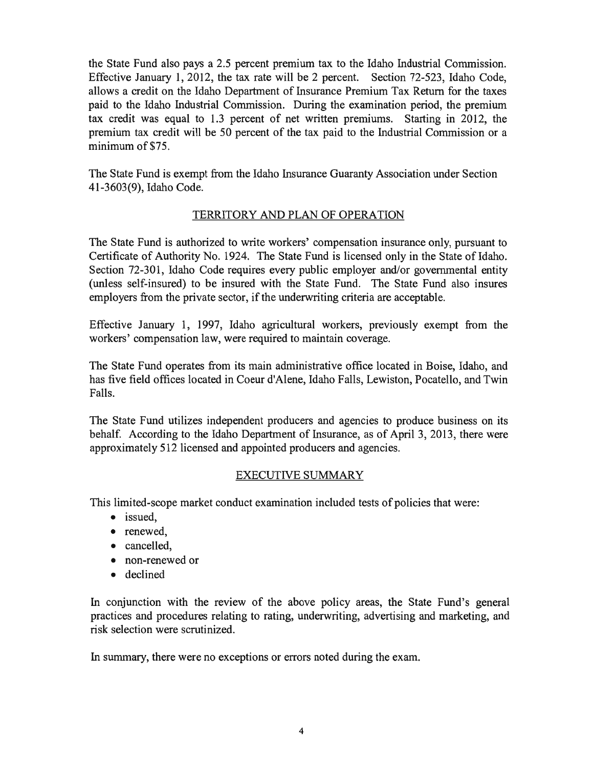the State Fund also pays a 2.5 percent premium tax to the Idaho Industrial Commission. Effective January 1, 2012, the tax rate will be 2 percent. Section 72-523, Idaho Code, allows a credit on the Idaho Department of Insurance Premium Tax Return for the taxes paid to the Idaho Industrial Commission. During the examination period, the premium tax credit was equal to 1.3 percent of net written premiums. Starting in 2012, the premium tax credit will be 50 percent of the tax paid to the Industrial Commission or a minimum of $75.

The State Fund is exempt from the Idaho Insurance Guaranty Association under Section 41-3603(9), Idaho Code.

## TERRITORY AND PLAN OF OPERATION

The State Fund is authorized to write workers' compensation insurance only, pursuant to Certificate of Authority No. 1924. The State Fund is licensed only in the State of Idaho. Section 72-301, Idaho Code requires every public employer and/or governmental entity (unless self-insured) to be insured with the State Fund. The State Fund also insures employers from the private sector, if the underwriting criteria are acceptable.

Effective January 1, 1997, Idaho agricultural workers, previously exempt from the workers' compensation law, were required to maintain coverage.

The State Fund operates from its main administrative office located in Boise, Idaho, and has five field offices located in Coeur d'Alene, Idaho Falls, Lewiston, Pocatello, and Twin Falls.

The State Fund utilizes independent producers and agencies to produce business on its behalf. According to the Idaho Department of Insurance, as of April 3, 2013, there were approximately 512 licensed and appointed producers and agencies.

## EXECUTIVE SUMMARY

This limited-scope market conduct examination included tests of policies that were:

- issued,
- renewed,
- cancelled,
- non-renewed or
- declined

In conjunction with the review of the above policy areas, the State Fund's general practices and procedures relating to rating, underwriting, advertising and marketing, and risk selection were scrutinized.

In summary, there were no exceptions or errors noted during the exam.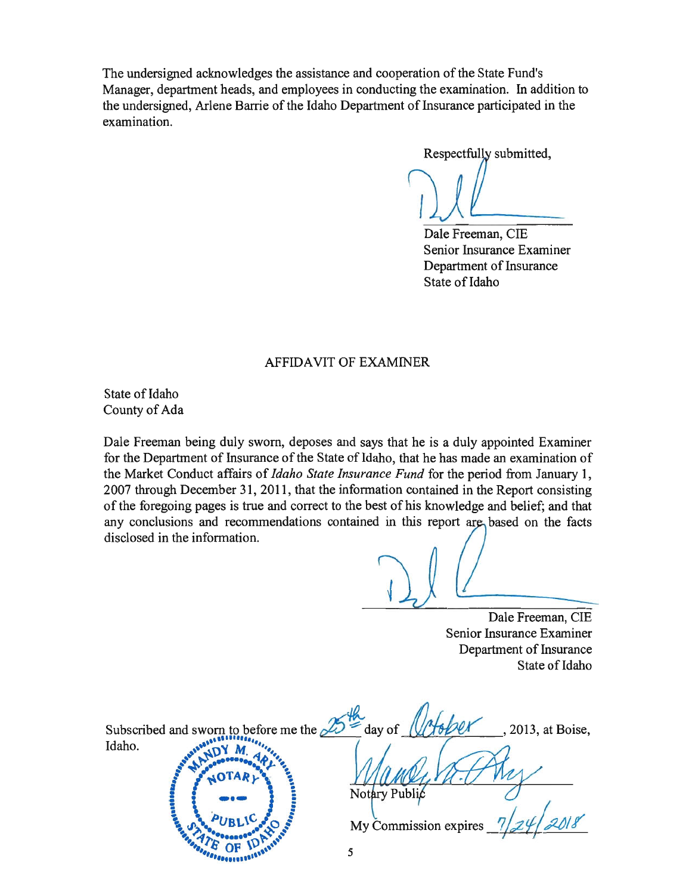The undersigned acknowledges the assistance and cooperation of the State Fund's Manager, department heads, and employees in conducting the examination. In addition to the undersigned, Arlene Barrie of the Idaho Department of Insurance participated in the examination.

Respectfully submitted,

Dale Freeman, CIE
Senior Insurance Examiner
Department of Insurance
State of Idaho

## AFFIDAVIT OF EXAMINER

State of Idaho
County of Ada

Dale Freeman being duly sworn, deposes and says that he is a duly appointed Examiner for the Department of Insurance of the State of Idaho, that he has made an examination of the Market Conduct affairs of *Idaho State Insurance Fund* for the period from January 1, 2007 through December 31, 2011, that the information contained in the Report consisting of the foregoing pages is true and correct to the best of his knowledge and belief; and that any conclusions and recommendations contained in this report are based on the facts disclosed in the information.

Dale Freeman, CIE
Senior Insurance Examiner
Department of Insurance
State of Idaho

Subscribed and sworn to before me the 25th day of October, 2013, at Boise, Idaho.

Notary Public

My Commission expires 7/24/2018

MANDY M. ARY
NOTARY PUBLIC
STATE OF IDAHO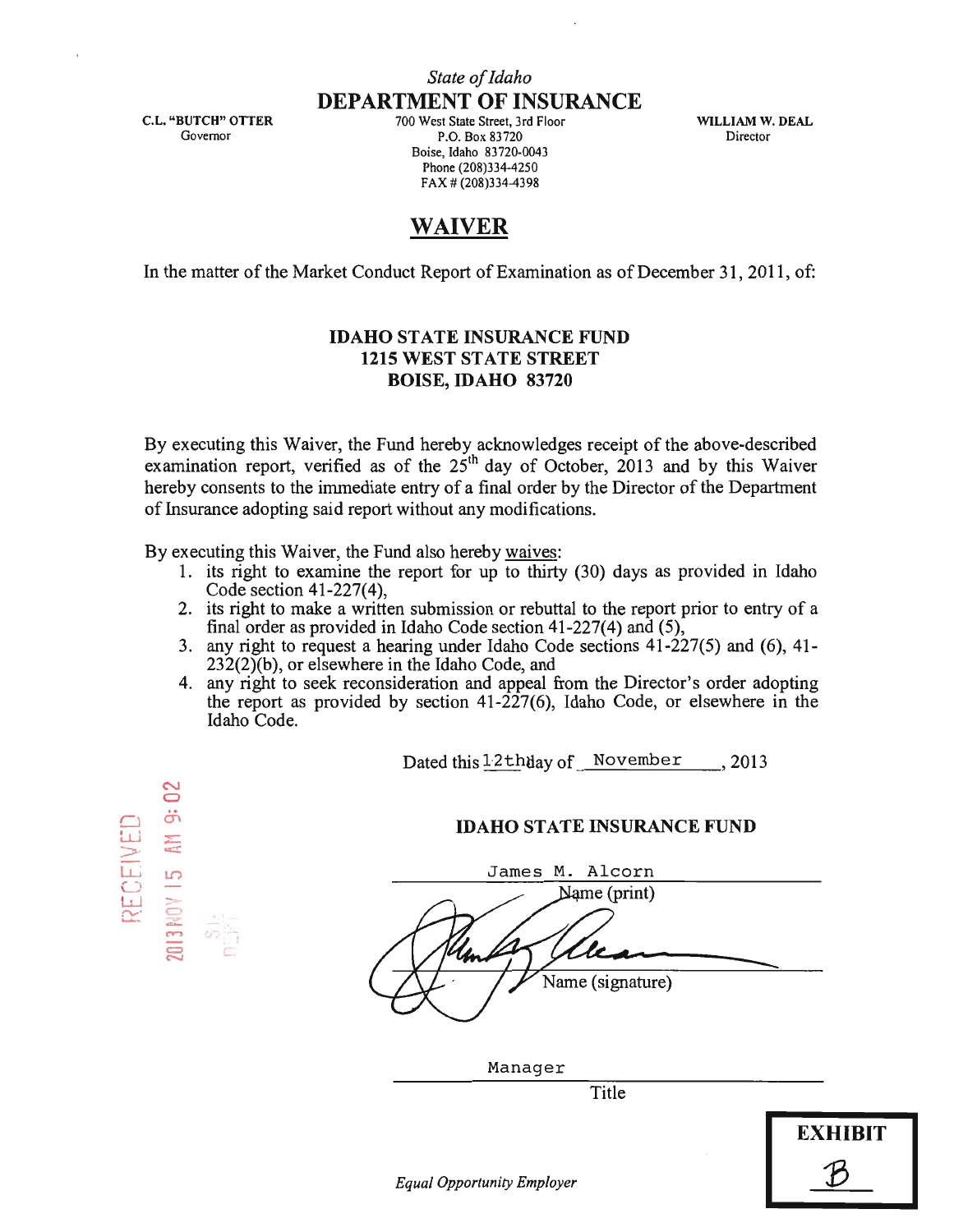*State of Idaho*

# DEPARTMENT OF INSURANCE

**C.L. "BUTCH" OTTER**
Governor

700 West State Street, 3rd Floor
P.O. Box 83720
Boise, Idaho 83720-0043
Phone (208)334-4250
FAX # (208)334-4398

**WILLIAM W. DEAL**
Director

## WAIVER

In the matter of the Market Conduct Report of Examination as of December 31, 2011, of:

**IDAHO STATE INSURANCE FUND**
**1215 WEST STATE STREET**
**BOISE, IDAHO 83720**

By executing this Waiver, the Fund hereby acknowledges receipt of the above-described examination report, verified as of the 25th day of October, 2013 and by this Waiver hereby consents to the immediate entry of a final order by the Director of the Department of Insurance adopting said report without any modifications.

By executing this Waiver, the Fund also hereby waives:

1. its right to examine the report for up to thirty (30) days as provided in Idaho Code section 41-227(4),
2. its right to make a written submission or rebuttal to the report prior to entry of a final order as provided in Idaho Code section 41-227(4) and (5),
3. any right to request a hearing under Idaho Code sections 41-227(5) and (6), 41-232(2)(b), or elsewhere in the Idaho Code, and
4. any right to seek reconsideration and appeal from the Director's order adopting the report as provided by section 41-227(6), Idaho Code, or elsewhere in the Idaho Code.

Dated this 12th day of November, 2013

RECEIVED
2013 NOV 15 AM 9:02

**IDAHO STATE INSURANCE FUND**

James M. Alcorn
Name (print)

[signature]
Name (signature)

Manager
Title

**EXHIBIT**
B

*Equal Opportunity Employer*